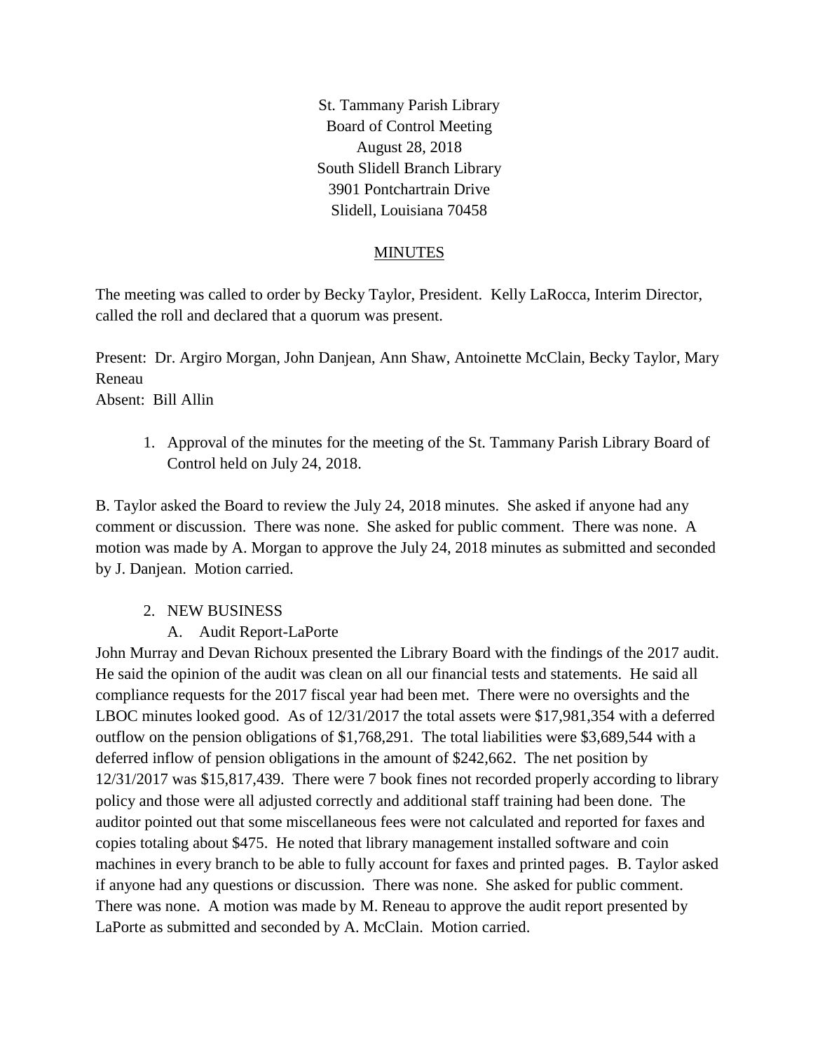St. Tammany Parish Library
Board of Control Meeting
August 28, 2018
South Slidell Branch Library
3901 Pontchartrain Drive
Slidell, Louisiana 70458

## MINUTES

The meeting was called to order by Becky Taylor, President. Kelly LaRocca, Interim Director, called the roll and declared that a quorum was present.

Present: Dr. Argiro Morgan, John Danjean, Ann Shaw, Antoinette McClain, Becky Taylor, Mary Reneau
Absent: Bill Allin

1. Approval of the minutes for the meeting of the St. Tammany Parish Library Board of Control held on July 24, 2018.

B. Taylor asked the Board to review the July 24, 2018 minutes. She asked if anyone had any comment or discussion. There was none. She asked for public comment. There was none. A motion was made by A. Morgan to approve the July 24, 2018 minutes as submitted and seconded by J. Danjean. Motion carried.

2. NEW BUSINESS
   A. Audit Report-LaPorte

John Murray and Devan Richoux presented the Library Board with the findings of the 2017 audit. He said the opinion of the audit was clean on all our financial tests and statements. He said all compliance requests for the 2017 fiscal year had been met. There were no oversights and the LBOC minutes looked good. As of 12/31/2017 the total assets were $17,981,354 with a deferred outflow on the pension obligations of $1,768,291. The total liabilities were $3,689,544 with a deferred inflow of pension obligations in the amount of $242,662. The net position by 12/31/2017 was $15,817,439. There were 7 book fines not recorded properly according to library policy and those were all adjusted correctly and additional staff training had been done. The auditor pointed out that some miscellaneous fees were not calculated and reported for faxes and copies totaling about $475. He noted that library management installed software and coin machines in every branch to be able to fully account for faxes and printed pages. B. Taylor asked if anyone had any questions or discussion. There was none. She asked for public comment. There was none. A motion was made by M. Reneau to approve the audit report presented by LaPorte as submitted and seconded by A. McClain. Motion carried.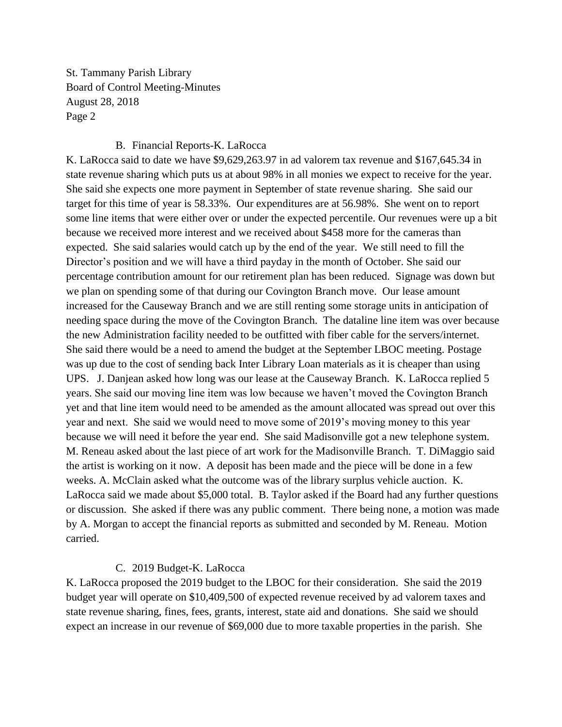B. Financial Reports-K. LaRocca

K. LaRocca said to date we have $9,629,263.97 in ad valorem tax revenue and $167,645.34 in state revenue sharing which puts us at about 98% in all monies we expect to receive for the year. She said she expects one more payment in September of state revenue sharing. She said our target for this time of year is 58.33%. Our expenditures are at 56.98%. She went on to report some line items that were either over or under the expected percentile. Our revenues were up a bit because we received more interest and we received about $458 more for the cameras than expected. She said salaries would catch up by the end of the year. We still need to fill the Director's position and we will have a third payday in the month of October. She said our percentage contribution amount for our retirement plan has been reduced. Signage was down but we plan on spending some of that during our Covington Branch move. Our lease amount increased for the Causeway Branch and we are still renting some storage units in anticipation of needing space during the move of the Covington Branch. The dataline line item was over because the new Administration facility needed to be outfitted with fiber cable for the servers/internet. She said there would be a need to amend the budget at the September LBOC meeting. Postage was up due to the cost of sending back Inter Library Loan materials as it is cheaper than using UPS. J. Danjean asked how long was our lease at the Causeway Branch. K. LaRocca replied 5 years. She said our moving line item was low because we haven't moved the Covington Branch yet and that line item would need to be amended as the amount allocated was spread out over this year and next. She said we would need to move some of 2019's moving money to this year because we will need it before the year end. She said Madisonville got a new telephone system. M. Reneau asked about the last piece of art work for the Madisonville Branch. T. DiMaggio said the artist is working on it now. A deposit has been made and the piece will be done in a few weeks. A. McClain asked what the outcome was of the library surplus vehicle auction. K. LaRocca said we made about $5,000 total. B. Taylor asked if the Board had any further questions or discussion. She asked if there was any public comment. There being none, a motion was made by A. Morgan to accept the financial reports as submitted and seconded by M. Reneau. Motion carried.

C. 2019 Budget-K. LaRocca

K. LaRocca proposed the 2019 budget to the LBOC for their consideration. She said the 2019 budget year will operate on $10,409,500 of expected revenue received by ad valorem taxes and state revenue sharing, fines, fees, grants, interest, state aid and donations. She said we should expect an increase in our revenue of $69,000 due to more taxable properties in the parish. She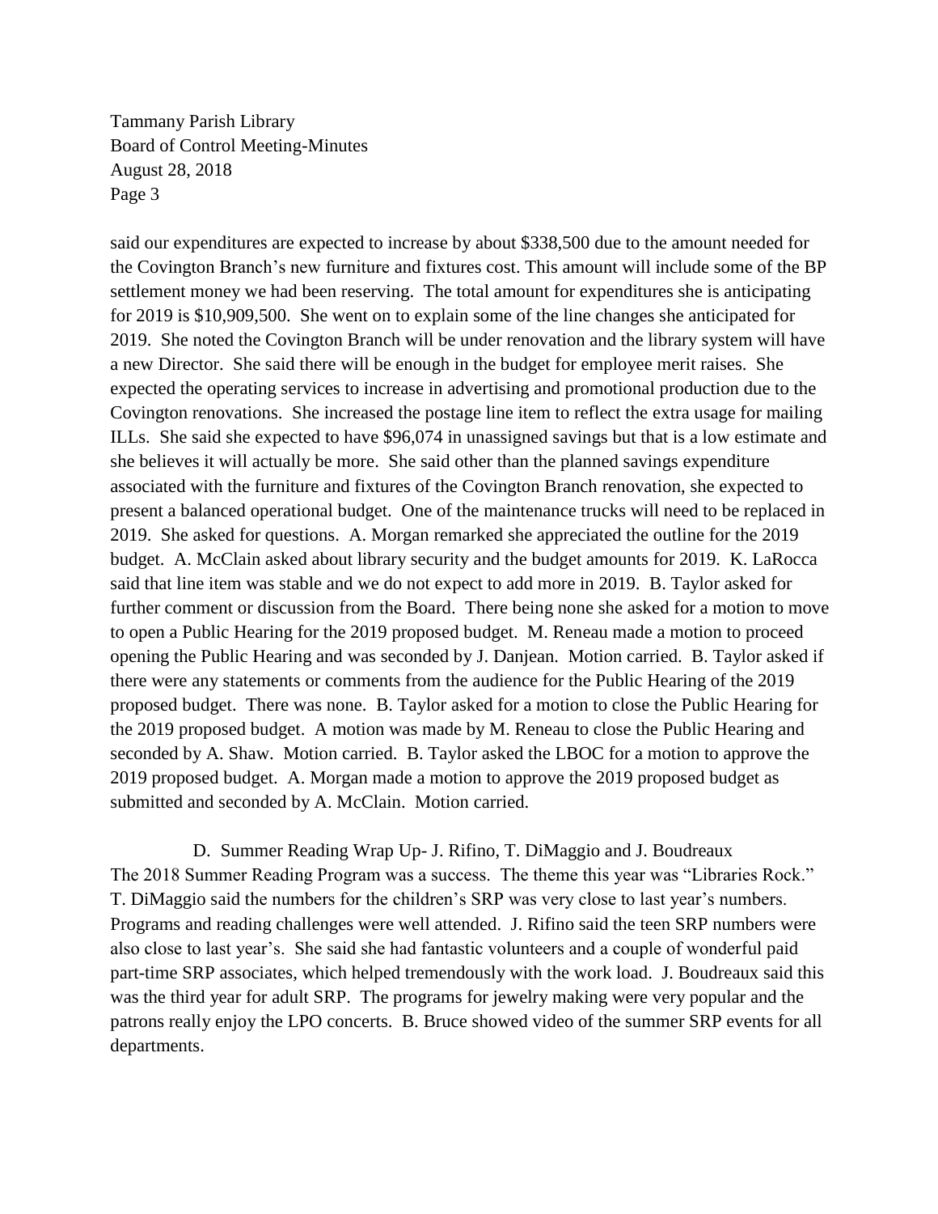said our expenditures are expected to increase by about $338,500 due to the amount needed for the Covington Branch's new furniture and fixtures cost. This amount will include some of the BP settlement money we had been reserving. The total amount for expenditures she is anticipating for 2019 is $10,909,500. She went on to explain some of the line changes she anticipated for 2019. She noted the Covington Branch will be under renovation and the library system will have a new Director. She said there will be enough in the budget for employee merit raises. She expected the operating services to increase in advertising and promotional production due to the Covington renovations. She increased the postage line item to reflect the extra usage for mailing ILLs. She said she expected to have $96,074 in unassigned savings but that is a low estimate and she believes it will actually be more. She said other than the planned savings expenditure associated with the furniture and fixtures of the Covington Branch renovation, she expected to present a balanced operational budget. One of the maintenance trucks will need to be replaced in 2019. She asked for questions. A. Morgan remarked she appreciated the outline for the 2019 budget. A. McClain asked about library security and the budget amounts for 2019. K. LaRocca said that line item was stable and we do not expect to add more in 2019. B. Taylor asked for further comment or discussion from the Board. There being none she asked for a motion to move to open a Public Hearing for the 2019 proposed budget. M. Reneau made a motion to proceed opening the Public Hearing and was seconded by J. Danjean. Motion carried. B. Taylor asked if there were any statements or comments from the audience for the Public Hearing of the 2019 proposed budget. There was none. B. Taylor asked for a motion to close the Public Hearing for the 2019 proposed budget. A motion was made by M. Reneau to close the Public Hearing and seconded by A. Shaw. Motion carried. B. Taylor asked the LBOC for a motion to approve the 2019 proposed budget. A. Morgan made a motion to approve the 2019 proposed budget as submitted and seconded by A. McClain. Motion carried.

D. Summer Reading Wrap Up- J. Rifino, T. DiMaggio and J. Boudreaux

The 2018 Summer Reading Program was a success. The theme this year was "Libraries Rock." T. DiMaggio said the numbers for the children's SRP was very close to last year's numbers. Programs and reading challenges were well attended. J. Rifino said the teen SRP numbers were also close to last year's. She said she had fantastic volunteers and a couple of wonderful paid part-time SRP associates, which helped tremendously with the work load. J. Boudreaux said this was the third year for adult SRP. The programs for jewelry making were very popular and the patrons really enjoy the LPO concerts. B. Bruce showed video of the summer SRP events for all departments.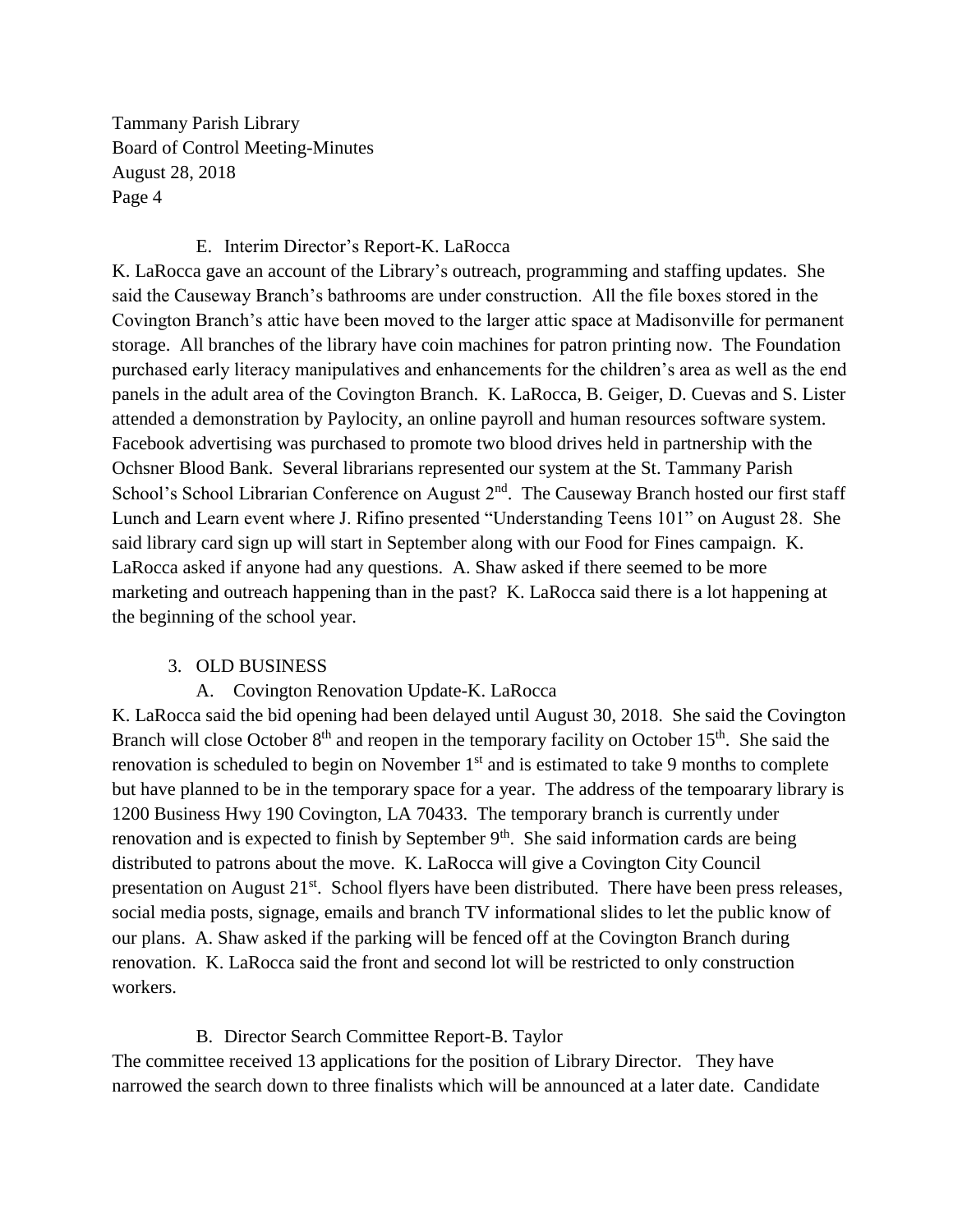E. Interim Director's Report-K. LaRocca

K. LaRocca gave an account of the Library's outreach, programming and staffing updates. She said the Causeway Branch's bathrooms are under construction. All the file boxes stored in the Covington Branch's attic have been moved to the larger attic space at Madisonville for permanent storage. All branches of the library have coin machines for patron printing now. The Foundation purchased early literacy manipulatives and enhancements for the children's area as well as the end panels in the adult area of the Covington Branch. K. LaRocca, B. Geiger, D. Cuevas and S. Lister attended a demonstration by Paylocity, an online payroll and human resources software system. Facebook advertising was purchased to promote two blood drives held in partnership with the Ochsner Blood Bank. Several librarians represented our system at the St. Tammany Parish School's School Librarian Conference on August 2nd. The Causeway Branch hosted our first staff Lunch and Learn event where J. Rifino presented "Understanding Teens 101" on August 28. She said library card sign up will start in September along with our Food for Fines campaign. K. LaRocca asked if anyone had any questions. A. Shaw asked if there seemed to be more marketing and outreach happening than in the past? K. LaRocca said there is a lot happening at the beginning of the school year.

3. OLD BUSINESS

A. Covington Renovation Update-K. LaRocca

K. LaRocca said the bid opening had been delayed until August 30, 2018. She said the Covington Branch will close October 8th and reopen in the temporary facility on October 15th. She said the renovation is scheduled to begin on November 1st and is estimated to take 9 months to complete but have planned to be in the temporary space for a year. The address of the tempoarary library is 1200 Business Hwy 190 Covington, LA 70433. The temporary branch is currently under renovation and is expected to finish by September 9th. She said information cards are being distributed to patrons about the move. K. LaRocca will give a Covington City Council presentation on August 21st. School flyers have been distributed. There have been press releases, social media posts, signage, emails and branch TV informational slides to let the public know of our plans. A. Shaw asked if the parking will be fenced off at the Covington Branch during renovation. K. LaRocca said the front and second lot will be restricted to only construction workers.

B. Director Search Committee Report-B. Taylor

The committee received 13 applications for the position of Library Director. They have narrowed the search down to three finalists which will be announced at a later date. Candidate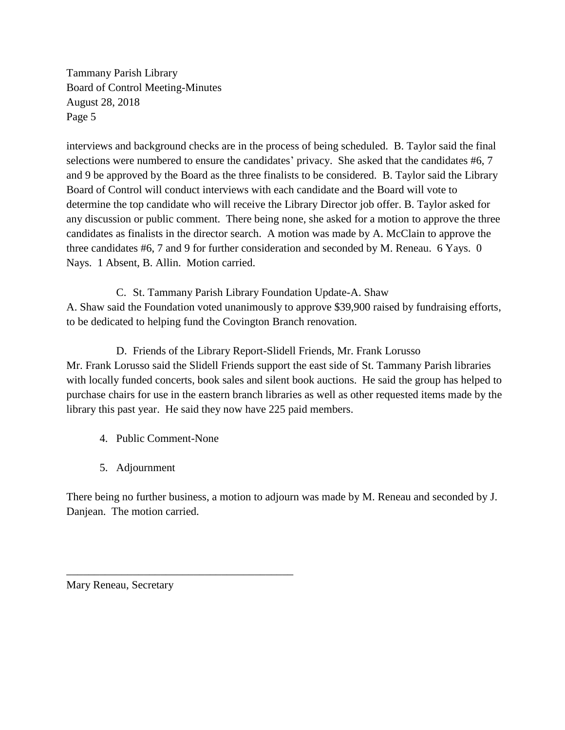interviews and background checks are in the process of being scheduled. B. Taylor said the final selections were numbered to ensure the candidates' privacy. She asked that the candidates #6, 7 and 9 be approved by the Board as the three finalists to be considered. B. Taylor said the Library Board of Control will conduct interviews with each candidate and the Board will vote to determine the top candidate who will receive the Library Director job offer. B. Taylor asked for any discussion or public comment. There being none, she asked for a motion to approve the three candidates as finalists in the director search. A motion was made by A. McClain to approve the three candidates #6, 7 and 9 for further consideration and seconded by M. Reneau. 6 Yays. 0 Nays. 1 Absent, B. Allin. Motion carried.

C. St. Tammany Parish Library Foundation Update-A. Shaw

A. Shaw said the Foundation voted unanimously to approve $39,900 raised by fundraising efforts, to be dedicated to helping fund the Covington Branch renovation.

D. Friends of the Library Report-Slidell Friends, Mr. Frank Lorusso

Mr. Frank Lorusso said the Slidell Friends support the east side of St. Tammany Parish libraries with locally funded concerts, book sales and silent book auctions. He said the group has helped to purchase chairs for use in the eastern branch libraries as well as other requested items made by the library this past year. He said they now have 225 paid members.

4. Public Comment-None

5. Adjournment

There being no further business, a motion to adjourn was made by M. Reneau and seconded by J. Danjean. The motion carried.

\_\_\_\_\_\_\_\_\_\_\_\_\_\_\_\_\_\_\_\_\_\_\_\_\_\_\_\_\_\_\_\_\_\_\_\_\_\_\_\_\_\_

Mary Reneau, Secretary